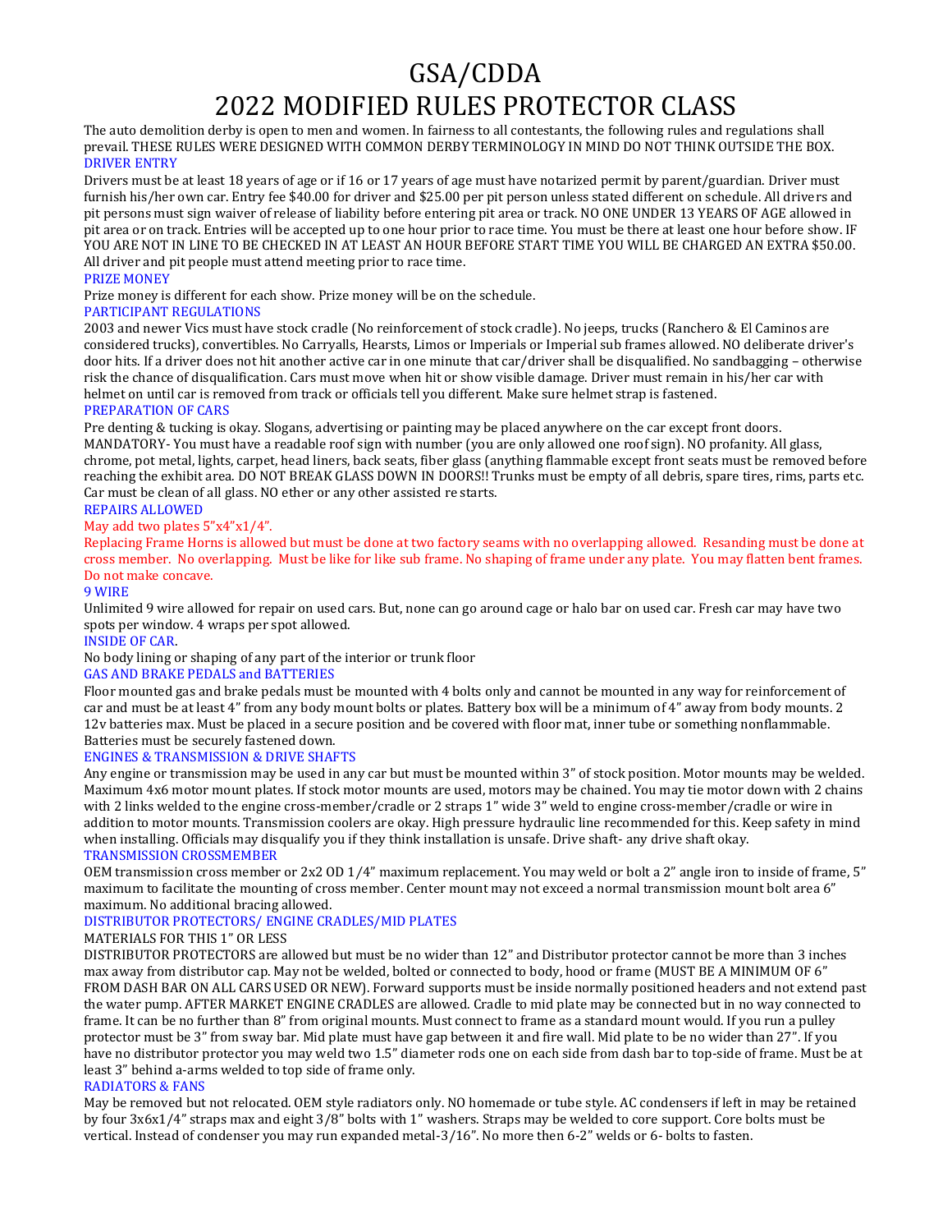# GSA/CDDA
# 2022 MODIFIED RULES PROTECTOR CLASS

The auto demolition derby is open to men and women. In fairness to all contestants, the following rules and regulations shall prevail. THESE RULES WERE DESIGNED WITH COMMON DERBY TERMINOLOGY IN MIND DO NOT THINK OUTSIDE THE BOX.

### DRIVER ENTRY

Drivers must be at least 18 years of age or if 16 or 17 years of age must have notarized permit by parent/guardian. Driver must furnish his/her own car. Entry fee $40.00 for driver and $25.00 per pit person unless stated different on schedule. All drivers and pit persons must sign waiver of release of liability before entering pit area or track. NO ONE UNDER 13 YEARS OF AGE allowed in pit area or on track. Entries will be accepted up to one hour prior to race time. You must be there at least one hour before show. IF YOU ARE NOT IN LINE TO BE CHECKED IN AT LEAST AN HOUR BEFORE START TIME YOU WILL BE CHARGED AN EXTRA $50.00. All driver and pit people must attend meeting prior to race time.

### PRIZE MONEY

Prize money is different for each show. Prize money will be on the schedule.

### PARTICIPANT REGULATIONS

2003 and newer Vics must have stock cradle (No reinforcement of stock cradle). No jeeps, trucks (Ranchero & El Caminos are considered trucks), convertibles. No Carryalls, Hearsts, Limos or Imperials or Imperial sub frames allowed. NO deliberate driver's door hits. If a driver does not hit another active car in one minute that car/driver shall be disqualified. No sandbagging – otherwise risk the chance of disqualification. Cars must move when hit or show visible damage. Driver must remain in his/her car with helmet on until car is removed from track or officials tell you different. Make sure helmet strap is fastened.

### PREPARATION OF CARS

Pre denting & tucking is okay. Slogans, advertising or painting may be placed anywhere on the car except front doors. MANDATORY- You must have a readable roof sign with number (you are only allowed one roof sign). NO profanity. All glass, chrome, pot metal, lights, carpet, head liners, back seats, fiber glass (anything flammable except front seats must be removed before reaching the exhibit area. DO NOT BREAK GLASS DOWN IN DOORS!! Trunks must be empty of all debris, spare tires, rims, parts etc. Car must be clean of all glass. NO ether or any other assisted re starts.

### REPAIRS ALLOWED

May add two plates 5”x4”x1/4”.

Replacing Frame Horns is allowed but must be done at two factory seams with no overlapping allowed. Resanding must be done at cross member. No overlapping. Must be like for like sub frame. No shaping of frame under any plate. You may flatten bent frames. Do not make concave.

### 9 WIRE

Unlimited 9 wire allowed for repair on used cars. But, none can go around cage or halo bar on used car. Fresh car may have two spots per window. 4 wraps per spot allowed.

### INSIDE OF CAR.

No body lining or shaping of any part of the interior or trunk floor

### GAS AND BRAKE PEDALS and BATTERIES

Floor mounted gas and brake pedals must be mounted with 4 bolts only and cannot be mounted in any way for reinforcement of car and must be at least 4” from any body mount bolts or plates. Battery box will be a minimum of 4” away from body mounts. 2 12v batteries max. Must be placed in a secure position and be covered with floor mat, inner tube or something nonflammable. Batteries must be securely fastened down.

### ENGINES & TRANSMISSION & DRIVE SHAFTS

Any engine or transmission may be used in any car but must be mounted within 3” of stock position. Motor mounts may be welded. Maximum 4x6 motor mount plates. If stock motor mounts are used, motors may be chained. You may tie motor down with 2 chains with 2 links welded to the engine cross-member/cradle or 2 straps 1” wide 3” weld to engine cross-member/cradle or wire in addition to motor mounts. Transmission coolers are okay. High pressure hydraulic line recommended for this. Keep safety in mind when installing. Officials may disqualify you if they think installation is unsafe. Drive shaft- any drive shaft okay.

### TRANSMISSION CROSSMEMBER

OEM transmission cross member or 2x2 OD 1/4” maximum replacement. You may weld or bolt a 2” angle iron to inside of frame, 5” maximum to facilitate the mounting of cross member. Center mount may not exceed a normal transmission mount bolt area 6” maximum. No additional bracing allowed.

### DISTRIBUTOR PROTECTORS/ ENGINE CRADLES/MID PLATES

MATERIALS FOR THIS 1” OR LESS

DISTRIBUTOR PROTECTORS are allowed but must be no wider than 12” and Distributor protector cannot be more than 3 inches max away from distributor cap. May not be welded, bolted or connected to body, hood or frame (MUST BE A MINIMUM OF 6” FROM DASH BAR ON ALL CARS USED OR NEW). Forward supports must be inside normally positioned headers and not extend past the water pump. AFTER MARKET ENGINE CRADLES are allowed. Cradle to mid plate may be connected but in no way connected to frame. It can be no further than 8” from original mounts. Must connect to frame as a standard mount would. If you run a pulley protector must be 3” from sway bar. Mid plate must have gap between it and fire wall. Mid plate to be no wider than 27”. If you have no distributor protector you may weld two 1.5” diameter rods one on each side from dash bar to top-side of frame. Must be at least 3” behind a-arms welded to top side of frame only.

### RADIATORS & FANS

May be removed but not relocated. OEM style radiators only. NO homemade or tube style. AC condensers if left in may be retained by four 3x6x1/4” straps max and eight 3/8” bolts with 1” washers. Straps may be welded to core support. Core bolts must be vertical. Instead of condenser you may run expanded metal-3/16”. No more then 6-2” welds or 6- bolts to fasten.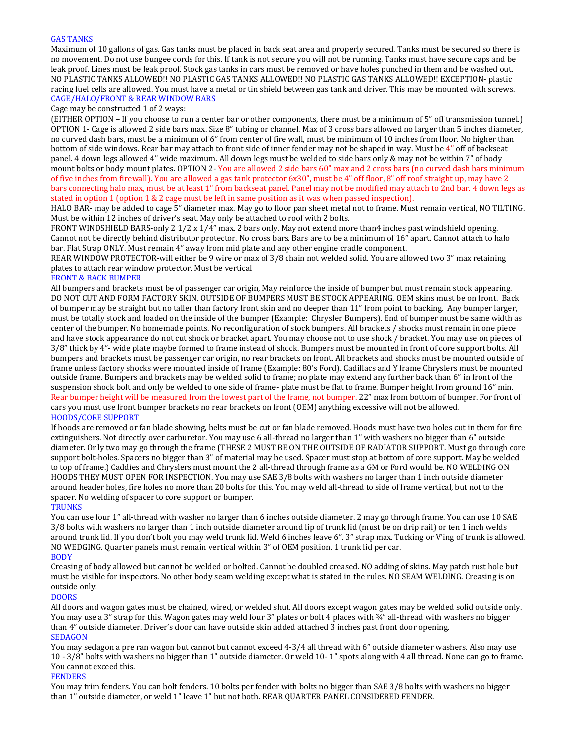## GAS TANKS

Maximum of 10 gallons of gas. Gas tanks must be placed in back seat area and properly secured. Tanks must be secured so there is no movement. Do not use bungee cords for this. If tank is not secure you will not be running. Tanks must have secure caps and be leak proof. Lines must be leak proof. Stock gas tanks in cars must be removed or have holes punched in them and be washed out. NO PLASTIC TANKS ALLOWED!! NO PLASTIC GAS TANKS ALLOWED!! NO PLASTIC GAS TANKS ALLOWED!! EXCEPTION- plastic racing fuel cells are allowed. You must have a metal or tin shield between gas tank and driver. This may be mounted with screws.

## CAGE/HALO/FRONT & REAR WINDOW BARS

Cage may be constructed 1 of 2 ways:

(EITHER OPTION – If you choose to run a center bar or other components, there must be a minimum of 5" off transmission tunnel.) OPTION 1- Cage is allowed 2 side bars max. Size 8" tubing or channel. Max of 3 cross bars allowed no larger than 5 inches diameter, no curved dash bars, must be a minimum of 6" from center of fire wall, must be minimum of 10 inches from floor. No higher than bottom of side windows. Rear bar may attach to front side of inner fender may not be shaped in way. Must be 4" off of backseat panel. 4 down legs allowed 4" wide maximum. All down legs must be welded to side bars only & may not be within 7" of body mount bolts or body mount plates. OPTION 2- You are allowed 2 side bars 60" max and 2 cross bars (no curved dash bars minimum of five inches from firewall). You are allowed a gas tank protector 6x30", must be 4" off floor, 8" off roof straight up, may have 2 bars connecting halo max, must be at least 1" from backseat panel. Panel may not be modified may attach to 2nd bar. 4 down legs as stated in option 1 (option 1 & 2 cage must be left in same position as it was when passed inspection).

HALO BAR- may be added to cage 5" diameter max. May go to floor pan sheet metal not to frame. Must remain vertical, NO TILTING. Must be within 12 inches of driver's seat. May only be attached to roof with 2 bolts.

FRONT WINDSHIELD BARS-only 2 1/2 x 1/4" max. 2 bars only. May not extend more than4 inches past windshield opening. Cannot not be directly behind distributor protector. No cross bars. Bars are to be a minimum of 16" apart. Cannot attach to halo bar. Flat Strap ONLY. Must remain 4" away from mid plate and any other engine cradle component.

REAR WINDOW PROTECTOR-will either be 9 wire or max of 3/8 chain not welded solid. You are allowed two 3" max retaining plates to attach rear window protector. Must be vertical

## FRONT & BACK BUMPER

All bumpers and brackets must be of passenger car origin, May reinforce the inside of bumper but must remain stock appearing. DO NOT CUT AND FORM FACTORY SKIN. OUTSIDE OF BUMPERS MUST BE STOCK APPEARING. OEM skins must be on front. Back of bumper may be straight but no taller than factory front skin and no deeper than 11" from point to backing. Any bumper larger, must be totally stock and loaded on the inside of the bumper (Example: Chrysler Bumpers). End of bumper must be same width as center of the bumper. No homemade points. No reconfiguration of stock bumpers. All brackets / shocks must remain in one piece and have stock appearance do not cut shock or bracket apart. You may choose not to use shock / bracket. You may use on pieces of 3/8" thick by 4"- wide plate maybe formed to frame instead of shock. Bumpers must be mounted in front of core support bolts. All bumpers and brackets must be passenger car origin, no rear brackets on front. All brackets and shocks must be mounted outside of frame unless factory shocks were mounted inside of frame (Example: 80's Ford). Cadillacs and Y frame Chryslers must be mounted outside frame. Bumpers and brackets may be welded solid to frame; no plate may extend any further back than 6" in front of the suspension shock bolt and only be welded to one side of frame- plate must be flat to frame. Bumper height from ground 16" min. Rear bumper height will be measured from the lowest part of the frame, not bumper. 22" max from bottom of bumper. For front of cars you must use front bumper brackets no rear brackets on front (OEM) anything excessive will not be allowed.

## HOODS/CORE SUPPORT

If hoods are removed or fan blade showing, belts must be cut or fan blade removed. Hoods must have two holes cut in them for fire extinguishers. Not directly over carburetor. You may use 6 all-thread no larger than 1" with washers no bigger than 6" outside diameter. Only two may go through the frame (THESE 2 MUST BE ON THE OUTSIDE OF RADIATOR SUPPORT. Must go through core support bolt-holes. Spacers no bigger than 3" of material may be used. Spacer must stop at bottom of core support. May be welded to top of frame.) Caddies and Chryslers must mount the 2 all-thread through frame as a GM or Ford would be. NO WELDING ON HOODS THEY MUST OPEN FOR INSPECTION. You may use SAE 3/8 bolts with washers no larger than 1 inch outside diameter around header holes, fire holes no more than 20 bolts for this. You may weld all-thread to side of frame vertical, but not to the spacer. No welding of spacer to core support or bumper.

## TRUNKS

You can use four 1" all-thread with washer no larger than 6 inches outside diameter. 2 may go through frame. You can use 10 SAE 3/8 bolts with washers no larger than 1 inch outside diameter around lip of trunk lid (must be on drip rail) or ten 1 inch welds around trunk lid. If you don't bolt you may weld trunk lid. Weld 6 inches leave 6". 3" strap max. Tucking or V'ing of trunk is allowed. NO WEDGING. Quarter panels must remain vertical within 3" of OEM position. 1 trunk lid per car.

## BODY

Creasing of body allowed but cannot be welded or bolted. Cannot be doubled creased. NO adding of skins. May patch rust hole but must be visible for inspectors. No other body seam welding except what is stated in the rules. NO SEAM WELDING. Creasing is on outside only.

## DOORS

All doors and wagon gates must be chained, wired, or welded shut. All doors except wagon gates may be welded solid outside only. You may use a 3" strap for this. Wagon gates may weld four 3" plates or bolt 4 places with ¾" all-thread with washers no bigger than 4" outside diameter. Driver's door can have outside skin added attached 3 inches past front door opening.

## SEDAGON

You may sedagon a pre ran wagon but cannot but cannot exceed 4-3/4 all thread with 6" outside diameter washers. Also may use 10 - 3/8" bolts with washers no bigger than 1" outside diameter. Or weld 10- 1" spots along with 4 all thread. None can go to frame. You cannot exceed this.

## FENDERS

You may trim fenders. You can bolt fenders. 10 bolts per fender with bolts no bigger than SAE 3/8 bolts with washers no bigger than 1" outside diameter, or weld 1" leave 1" but not both. REAR QUARTER PANEL CONSIDERED FENDER.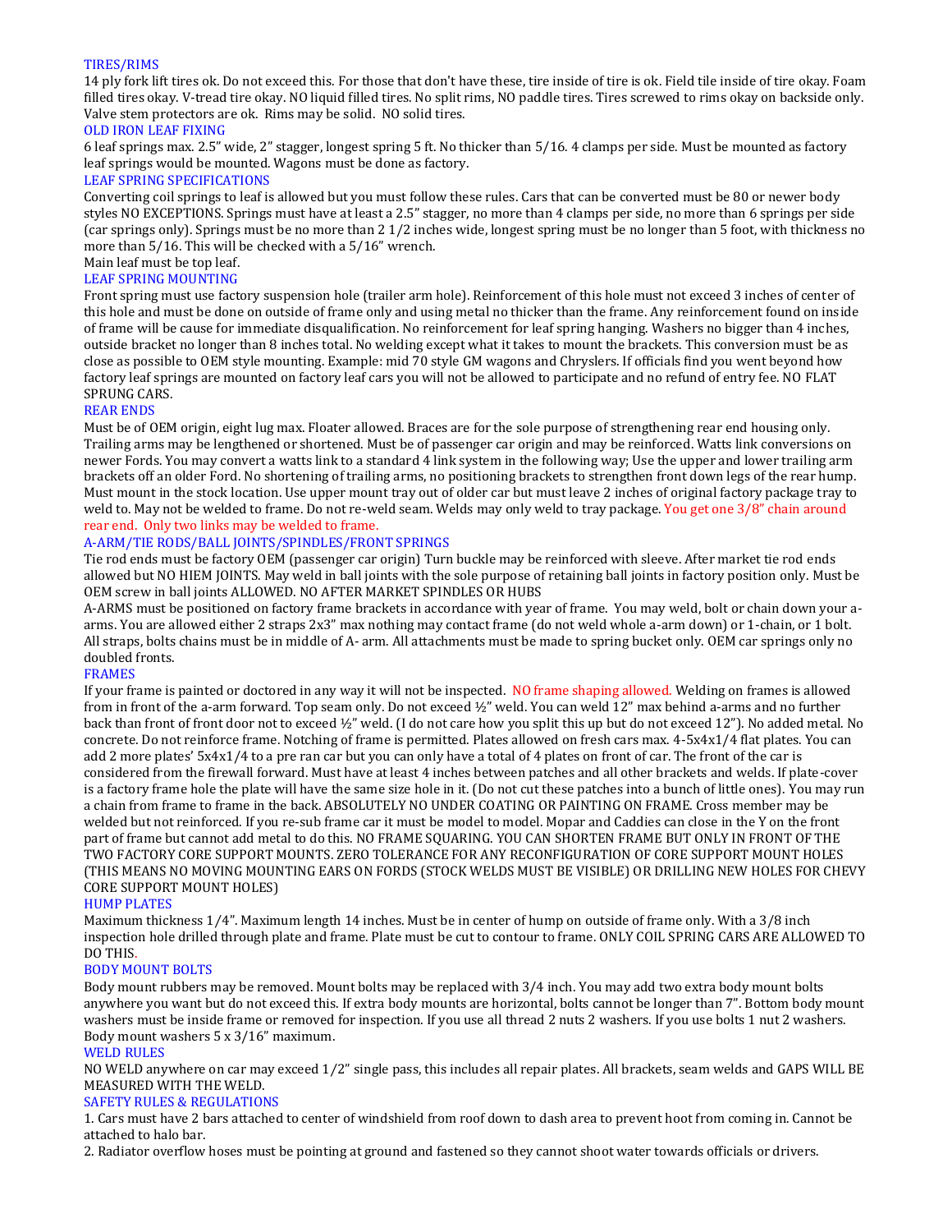## TIRES/RIMS

14 ply fork lift tires ok. Do not exceed this. For those that don't have these, tire inside of tire is ok. Field tile inside of tire okay. Foam filled tires okay. V-tread tire okay. NO liquid filled tires. No split rims, NO paddle tires. Tires screwed to rims okay on backside only. Valve stem protectors are ok. Rims may be solid. NO solid tires.

## OLD IRON LEAF FIXING

6 leaf springs max. 2.5" wide, 2" stagger, longest spring 5 ft. No thicker than 5/16. 4 clamps per side. Must be mounted as factory leaf springs would be mounted. Wagons must be done as factory.

## LEAF SPRING SPECIFICATIONS

Converting coil springs to leaf is allowed but you must follow these rules. Cars that can be converted must be 80 or newer body styles NO EXCEPTIONS. Springs must have at least a 2.5" stagger, no more than 4 clamps per side, no more than 6 springs per side (car springs only). Springs must be no more than 2 1/2 inches wide, longest spring must be no longer than 5 foot, with thickness no more than 5/16. This will be checked with a 5/16" wrench.

Main leaf must be top leaf.

## LEAF SPRING MOUNTING

Front spring must use factory suspension hole (trailer arm hole). Reinforcement of this hole must not exceed 3 inches of center of this hole and must be done on outside of frame only and using metal no thicker than the frame. Any reinforcement found on inside of frame will be cause for immediate disqualification. No reinforcement for leaf spring hanging. Washers no bigger than 4 inches, outside bracket no longer than 8 inches total. No welding except what it takes to mount the brackets. This conversion must be as close as possible to OEM style mounting. Example: mid 70 style GM wagons and Chryslers. If officials find you went beyond how factory leaf springs are mounted on factory leaf cars you will not be allowed to participate and no refund of entry fee. NO FLAT SPRUNG CARS.

## REAR ENDS

Must be of OEM origin, eight lug max. Floater allowed. Braces are for the sole purpose of strengthening rear end housing only. Trailing arms may be lengthened or shortened. Must be of passenger car origin and may be reinforced. Watts link conversions on newer Fords. You may convert a watts link to a standard 4 link system in the following way; Use the upper and lower trailing arm brackets off an older Ford. No shortening of trailing arms, no positioning brackets to strengthen front down legs of the rear hump. Must mount in the stock location. Use upper mount tray out of older car but must leave 2 inches of original factory package tray to weld to. May not be welded to frame. Do not re-weld seam. Welds may only weld to tray package. You get one 3/8" chain around rear end. Only two links may be welded to frame.

## A-ARM/TIE RODS/BALL JOINTS/SPINDLES/FRONT SPRINGS

Tie rod ends must be factory OEM (passenger car origin) Turn buckle may be reinforced with sleeve. After market tie rod ends allowed but NO HIEM JOINTS. May weld in ball joints with the sole purpose of retaining ball joints in factory position only. Must be OEM screw in ball joints ALLOWED. NO AFTER MARKET SPINDLES OR HUBS

A-ARMS must be positioned on factory frame brackets in accordance with year of frame. You may weld, bolt or chain down your a-arms. You are allowed either 2 straps 2x3" max nothing may contact frame (do not weld whole a-arm down) or 1-chain, or 1 bolt. All straps, bolts chains must be in middle of A- arm. All attachments must be made to spring bucket only. OEM car springs only no doubled fronts.

## FRAMES

If your frame is painted or doctored in any way it will not be inspected. NO frame shaping allowed. Welding on frames is allowed from in front of the a-arm forward. Top seam only. Do not exceed ½" weld. You can weld 12" max behind a-arms and no further back than front of front door not to exceed ½" weld. (I do not care how you split this up but do not exceed 12"). No added metal. No concrete. Do not reinforce frame. Notching of frame is permitted. Plates allowed on fresh cars max. 4-5x4x1/4 flat plates. You can add 2 more plates' 5x4x1/4 to a pre ran car but you can only have a total of 4 plates on front of car. The front of the car is considered from the firewall forward. Must have at least 4 inches between patches and all other brackets and welds. If plate-cover is a factory frame hole the plate will have the same size hole in it. (Do not cut these patches into a bunch of little ones). You may run a chain from frame to frame in the back. ABSOLUTELY NO UNDER COATING OR PAINTING ON FRAME. Cross member may be welded but not reinforced. If you re-sub frame car it must be model to model. Mopar and Caddies can close in the Y on the front part of frame but cannot add metal to do this. NO FRAME SQUARING. YOU CAN SHORTEN FRAME BUT ONLY IN FRONT OF THE TWO FACTORY CORE SUPPORT MOUNTS. ZERO TOLERANCE FOR ANY RECONFIGURATION OF CORE SUPPORT MOUNT HOLES (THIS MEANS NO MOVING MOUNTING EARS ON FORDS (STOCK WELDS MUST BE VISIBLE) OR DRILLING NEW HOLES FOR CHEVY CORE SUPPORT MOUNT HOLES)

## HUMP PLATES

Maximum thickness 1/4". Maximum length 14 inches. Must be in center of hump on outside of frame only. With a 3/8 inch inspection hole drilled through plate and frame. Plate must be cut to contour to frame. ONLY COIL SPRING CARS ARE ALLOWED TO DO THIS.

## BODY MOUNT BOLTS

Body mount rubbers may be removed. Mount bolts may be replaced with 3/4 inch. You may add two extra body mount bolts anywhere you want but do not exceed this. If extra body mounts are horizontal, bolts cannot be longer than 7". Bottom body mount washers must be inside frame or removed for inspection. If you use all thread 2 nuts 2 washers. If you use bolts 1 nut 2 washers. Body mount washers 5 x 3/16" maximum.

## WELD RULES

NO WELD anywhere on car may exceed 1/2" single pass, this includes all repair plates. All brackets, seam welds and GAPS WILL BE MEASURED WITH THE WELD.

## SAFETY RULES & REGULATIONS

1. Cars must have 2 bars attached to center of windshield from roof down to dash area to prevent hoot from coming in. Cannot be attached to halo bar.
2. Radiator overflow hoses must be pointing at ground and fastened so they cannot shoot water towards officials or drivers.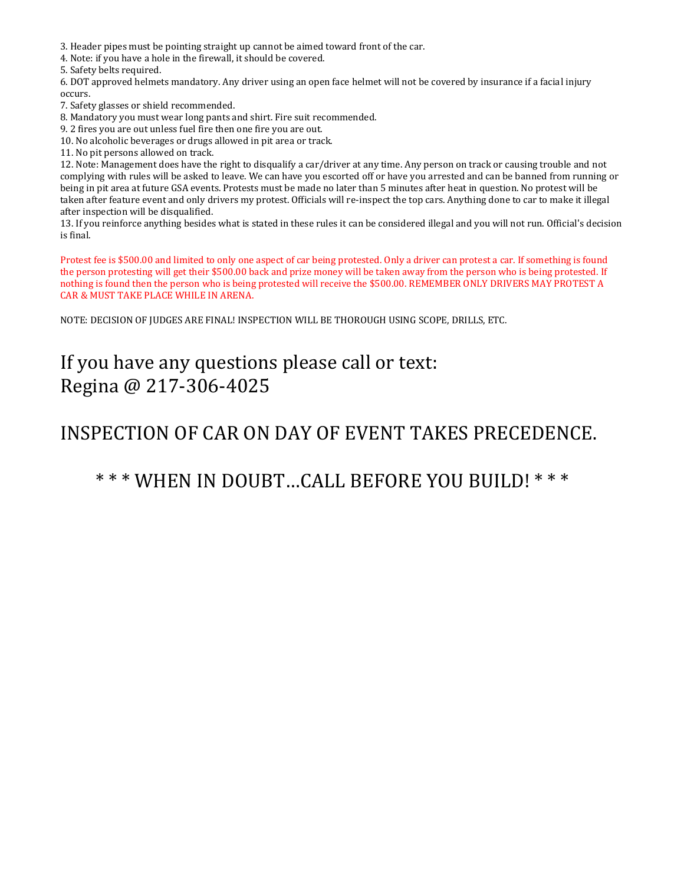3. Header pipes must be pointing straight up cannot be aimed toward front of the car.
4. Note: if you have a hole in the firewall, it should be covered.
5. Safety belts required.
6. DOT approved helmets mandatory. Any driver using an open face helmet will not be covered by insurance if a facial injury occurs.
7. Safety glasses or shield recommended.
8. Mandatory you must wear long pants and shirt. Fire suit recommended.
9. 2 fires you are out unless fuel fire then one fire you are out.
10. No alcoholic beverages or drugs allowed in pit area or track.
11. No pit persons allowed on track.
12. Note: Management does have the right to disqualify a car/driver at any time. Any person on track or causing trouble and not complying with rules will be asked to leave. We can have you escorted off or have you arrested and can be banned from running or being in pit area at future GSA events. Protests must be made no later than 5 minutes after heat in question. No protest will be taken after feature event and only drivers my protest. Officials will re-inspect the top cars. Anything done to car to make it illegal after inspection will be disqualified.
13. If you reinforce anything besides what is stated in these rules it can be considered illegal and you will not run. Official's decision is final.

Protest fee is $500.00 and limited to only one aspect of car being protested. Only a driver can protest a car. If something is found the person protesting will get their $500.00 back and prize money will be taken away from the person who is being protested. If nothing is found then the person who is being protested will receive the $500.00. REMEMBER ONLY DRIVERS MAY PROTEST A CAR & MUST TAKE PLACE WHILE IN ARENA.

NOTE: DECISION OF JUDGES ARE FINAL! INSPECTION WILL BE THOROUGH USING SCOPE, DRILLS, ETC.

## If you have any questions please call or text: Regina @ 217-306-4025

## INSPECTION OF CAR ON DAY OF EVENT TAKES PRECEDENCE.

## * * * WHEN IN DOUBT…CALL BEFORE YOU BUILD! * * *